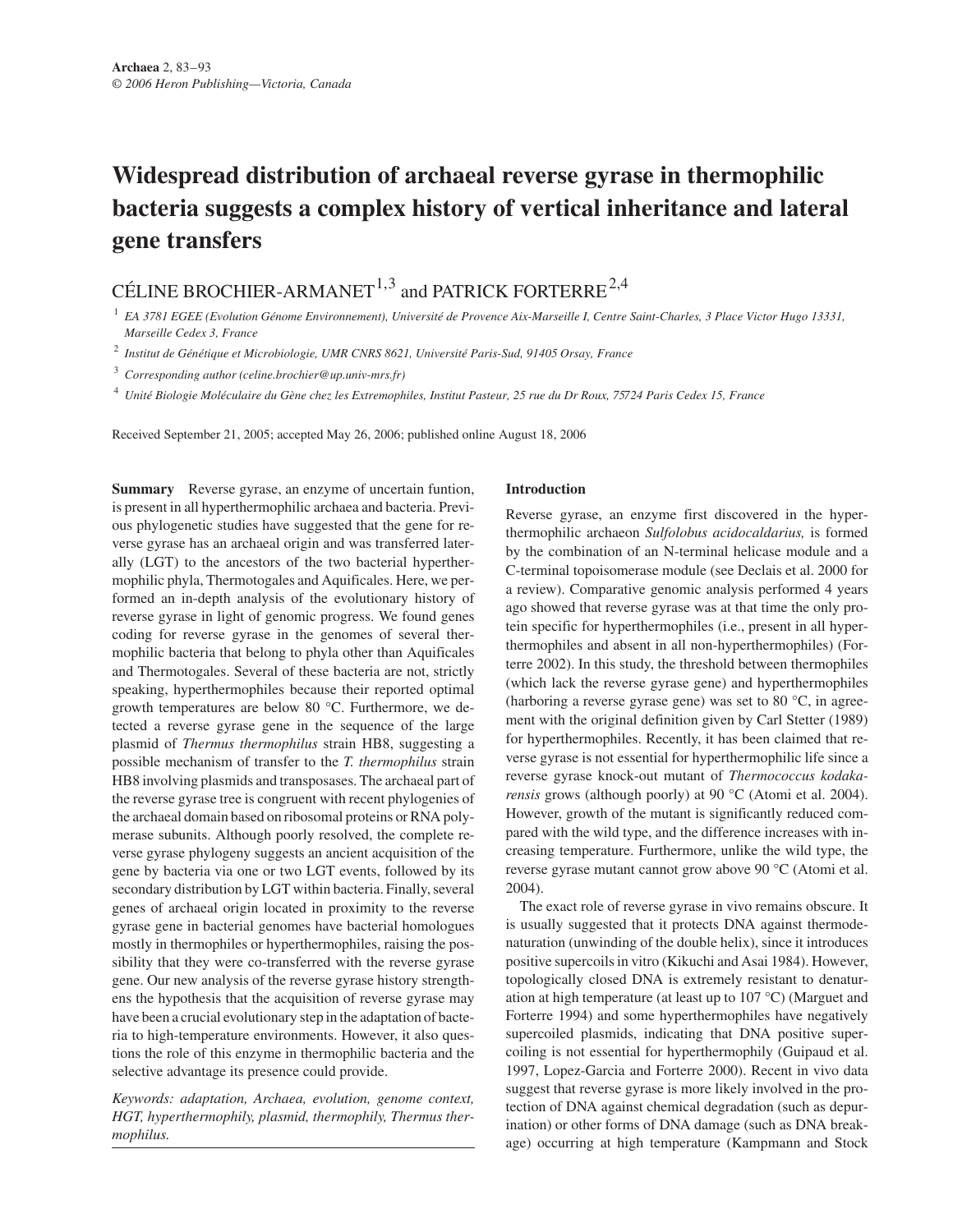# Widespread distribution of archaeal reverse gyrase in thermophilic bacteria suggests a complex history of vertical inheritance and lateral gene transfers

CÉLINE BROCHIER-ARMANET[1,3] and PATRICK FORTERRE[2,4]

[1] *EA 3781 EGEE (Evolution Génome Environnement), Université de Provence Aix-Marseille I, Centre Saint-Charles, 3 Place Victor Hugo 13331, Marseille Cedex 3, France*

[2] *Institut de Génétique et Microbiologie, UMR CNRS 8621, Université Paris-Sud, 91405 Orsay, France*

[3] *Corresponding author (celine.brochier@up.univ-mrs.fr)*

[4] *Unité Biologie Moléculaire du Gène chez les Extremophiles, Institut Pasteur, 25 rue du Dr Roux, 75724 Paris Cedex 15, France*

Received September 21, 2005; accepted May 26, 2006; published online August 18, 2006

**Summary** Reverse gyrase, an enzyme of uncertain funtion, is present in all hyperthermophilic archaea and bacteria. Previous phylogenetic studies have suggested that the gene for reverse gyrase has an archaeal origin and was transferred laterally (LGT) to the ancestors of the two bacterial hyperthermophilic phyla, Thermotogales and Aquificales. Here, we performed an in-depth analysis of the evolutionary history of reverse gyrase in light of genomic progress. We found genes coding for reverse gyrase in the genomes of several thermophilic bacteria that belong to phyla other than Aquificales and Thermotogales. Several of these bacteria are not, strictly speaking, hyperthermophiles because their reported optimal growth temperatures are below 80 °C. Furthermore, we detected a reverse gyrase gene in the sequence of the large plasmid of *Thermus thermophilus* strain HB8, suggesting a possible mechanism of transfer to the *T. thermophilus* strain HB8 involving plasmids and transposases. The archaeal part of the reverse gyrase tree is congruent with recent phylogenies of the archaeal domain based on ribosomal proteins or RNA polymerase subunits. Although poorly resolved, the complete reverse gyrase phylogeny suggests an ancient acquisition of the gene by bacteria via one or two LGT events, followed by its secondary distribution by LGT within bacteria. Finally, several genes of archaeal origin located in proximity to the reverse gyrase gene in bacterial genomes have bacterial homologues mostly in thermophiles or hyperthermophiles, raising the possibility that they were co-transferred with the reverse gyrase gene. Our new analysis of the reverse gyrase history strengthens the hypothesis that the acquisition of reverse gyrase may have been a crucial evolutionary step in the adaptation of bacteria to high-temperature environments. However, it also questions the role of this enzyme in thermophilic bacteria and the selective advantage its presence could provide.

*Keywords: adaptation, Archaea, evolution, genome context, HGT, hyperthermophily, plasmid, thermophily, Thermus thermophilus.*

## Introduction

Reverse gyrase, an enzyme first discovered in the hyperthermophilic archaeon *Sulfolobus acidocaldarius,* is formed by the combination of an N-terminal helicase module and a C-terminal topoisomerase module (see Declais et al. 2000 for a review). Comparative genomic analysis performed 4 years ago showed that reverse gyrase was at that time the only protein specific for hyperthermophiles (i.e., present in all hyperthermophiles and absent in all non-hyperthermophiles) (Forterre 2002). In this study, the threshold between thermophiles (which lack the reverse gyrase gene) and hyperthermophiles (harboring a reverse gyrase gene) was set to 80 °C, in agreement with the original definition given by Carl Stetter (1989) for hyperthermophiles. Recently, it has been claimed that reverse gyrase is not essential for hyperthermophilic life since a reverse gyrase knock-out mutant of *Thermococcus kodakarensis* grows (although poorly) at 90 °C (Atomi et al. 2004). However, growth of the mutant is significantly reduced compared with the wild type, and the difference increases with increasing temperature. Furthermore, unlike the wild type, the reverse gyrase mutant cannot grow above 90 °C (Atomi et al. 2004).

The exact role of reverse gyrase in vivo remains obscure. It is usually suggested that it protects DNA against thermodenaturation (unwinding of the double helix), since it introduces positive supercoils in vitro (Kikuchi and Asai 1984). However, topologically closed DNA is extremely resistant to denaturation at high temperature (at least up to 107 °C) (Marguet and Forterre 1994) and some hyperthermophiles have negatively supercoiled plasmids, indicating that DNA positive supercoiling is not essential for hyperthermophily (Guipaud et al. 1997, Lopez-Garcia and Forterre 2000). Recent in vivo data suggest that reverse gyrase is more likely involved in the protection of DNA against chemical degradation (such as depurination) or other forms of DNA damage (such as DNA breakage) occurring at high temperature (Kampmann and Stock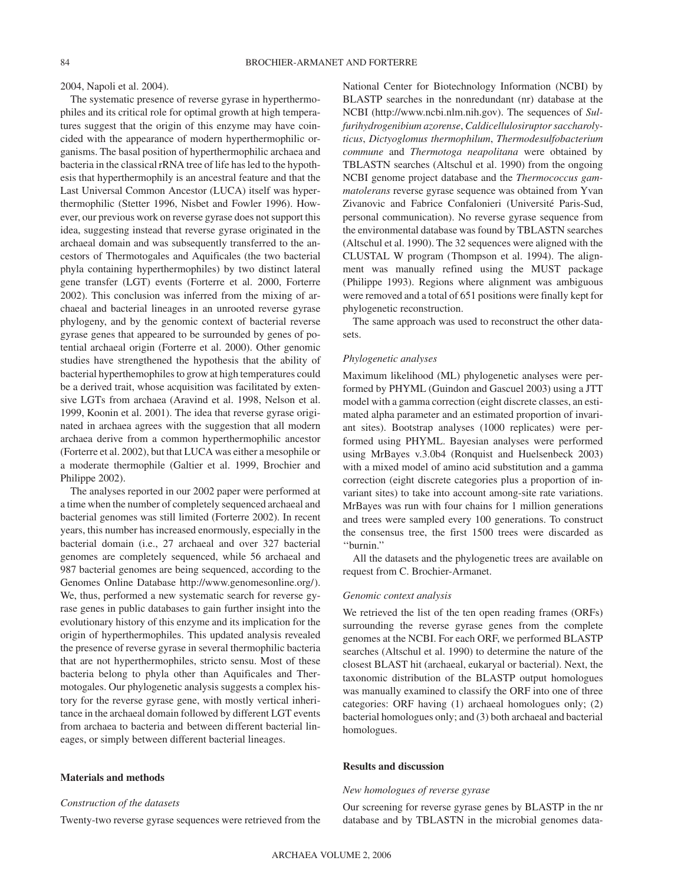2004, Napoli et al. 2004).

The systematic presence of reverse gyrase in hyperthermophiles and its critical role for optimal growth at high temperatures suggest that the origin of this enzyme may have coincided with the appearance of modern hyperthermophilic organisms. The basal position of hyperthermophilic archaea and bacteria in the classical rRNA tree of life has led to the hypothesis that hyperthermophily is an ancestral feature and that the Last Universal Common Ancestor (LUCA) itself was hyperthermophilic (Stetter 1996, Nisbet and Fowler 1996). However, our previous work on reverse gyrase does not support this idea, suggesting instead that reverse gyrase originated in the archaeal domain and was subsequently transferred to the ancestors of Thermotogales and Aquificales (the two bacterial phyla containing hyperthermophiles) by two distinct lateral gene transfer (LGT) events (Forterre et al. 2000, Forterre 2002). This conclusion was inferred from the mixing of archaeal and bacterial lineages in an unrooted reverse gyrase phylogeny, and by the genomic context of bacterial reverse gyrase genes that appeared to be surrounded by genes of potential archaeal origin (Forterre et al. 2000). Other genomic studies have strengthened the hypothesis that the ability of bacterial hyperthemophiles to grow at high temperatures could be a derived trait, whose acquisition was facilitated by extensive LGTs from archaea (Aravind et al. 1998, Nelson et al. 1999, Koonin et al. 2001). The idea that reverse gyrase originated in archaea agrees with the suggestion that all modern archaea derive from a common hyperthermophilic ancestor (Forterre et al. 2002), but that LUCA was either a mesophile or a moderate thermophile (Galtier et al. 1999, Brochier and Philippe 2002).

The analyses reported in our 2002 paper were performed at a time when the number of completely sequenced archaeal and bacterial genomes was still limited (Forterre 2002). In recent years, this number has increased enormously, especially in the bacterial domain (i.e., 27 archaeal and over 327 bacterial genomes are completely sequenced, while 56 archaeal and 987 bacterial genomes are being sequenced, according to the Genomes Online Database http://www.genomesonline.org/). We, thus, performed a new systematic search for reverse gyrase genes in public databases to gain further insight into the evolutionary history of this enzyme and its implication for the origin of hyperthermophiles. This updated analysis revealed the presence of reverse gyrase in several thermophilic bacteria that are not hyperthermophiles, stricto sensu. Most of these bacteria belong to phyla other than Aquificales and Thermotogales. Our phylogenetic analysis suggests a complex history for the reverse gyrase gene, with mostly vertical inheritance in the archaeal domain followed by different LGT events from archaea to bacteria and between different bacterial lineages, or simply between different bacterial lineages.

## Materials and methods

### *Construction of the datasets*

Twenty-two reverse gyrase sequences were retrieved from the National Center for Biotechnology Information (NCBI) by BLASTP searches in the nonredundant (nr) database at the NCBI (http://www.ncbi.nlm.nih.gov). The sequences of *Sulfurihydrogenibium azorense*, *Caldicellulosiruptor saccharolyticus*, *Dictyoglomus thermophilum*, *Thermodesulfobacterium commune* and *Thermotoga neapolitana* were obtained by TBLASTN searches (Altschul et al. 1990) from the ongoing NCBI genome project database and the *Thermococcus gammatolerans* reverse gyrase sequence was obtained from Yvan Zivanovic and Fabrice Confalonieri (Université Paris-Sud, personal communication). No reverse gyrase sequence from the environmental database was found by TBLASTN searches (Altschul et al. 1990). The 32 sequences were aligned with the CLUSTAL W program (Thompson et al. 1994). The alignment was manually refined using the MUST package (Philippe 1993). Regions where alignment was ambiguous were removed and a total of 651 positions were finally kept for phylogenetic reconstruction.

The same approach was used to reconstruct the other datasets.

### *Phylogenetic analyses*

Maximum likelihood (ML) phylogenetic analyses were performed by PHYML (Guindon and Gascuel 2003) using a JTT model with a gamma correction (eight discrete classes, an estimated alpha parameter and an estimated proportion of invariant sites). Bootstrap analyses (1000 replicates) were performed using PHYML. Bayesian analyses were performed using MrBayes v.3.0b4 (Ronquist and Huelsenbeck 2003) with a mixed model of amino acid substitution and a gamma correction (eight discrete categories plus a proportion of invariant sites) to take into account among-site rate variations. MrBayes was run with four chains for 1 million generations and trees were sampled every 100 generations. To construct the consensus tree, the first 1500 trees were discarded as "burnin."

All the datasets and the phylogenetic trees are available on request from C. Brochier-Armanet.

### *Genomic context analysis*

We retrieved the list of the ten open reading frames (ORFs) surrounding the reverse gyrase genes from the complete genomes at the NCBI. For each ORF, we performed BLASTP searches (Altschul et al. 1990) to determine the nature of the closest BLAST hit (archaeal, eukaryal or bacterial). Next, the taxonomic distribution of the BLASTP output homologues was manually examined to classify the ORF into one of three categories: ORF having (1) archaeal homologues only; (2) bacterial homologues only; and (3) both archaeal and bacterial homologues.

## Results and discussion

### *New homologues of reverse gyrase*

Our screening for reverse gyrase genes by BLASTP in the nr database and by TBLASTN in the microbial genomes data-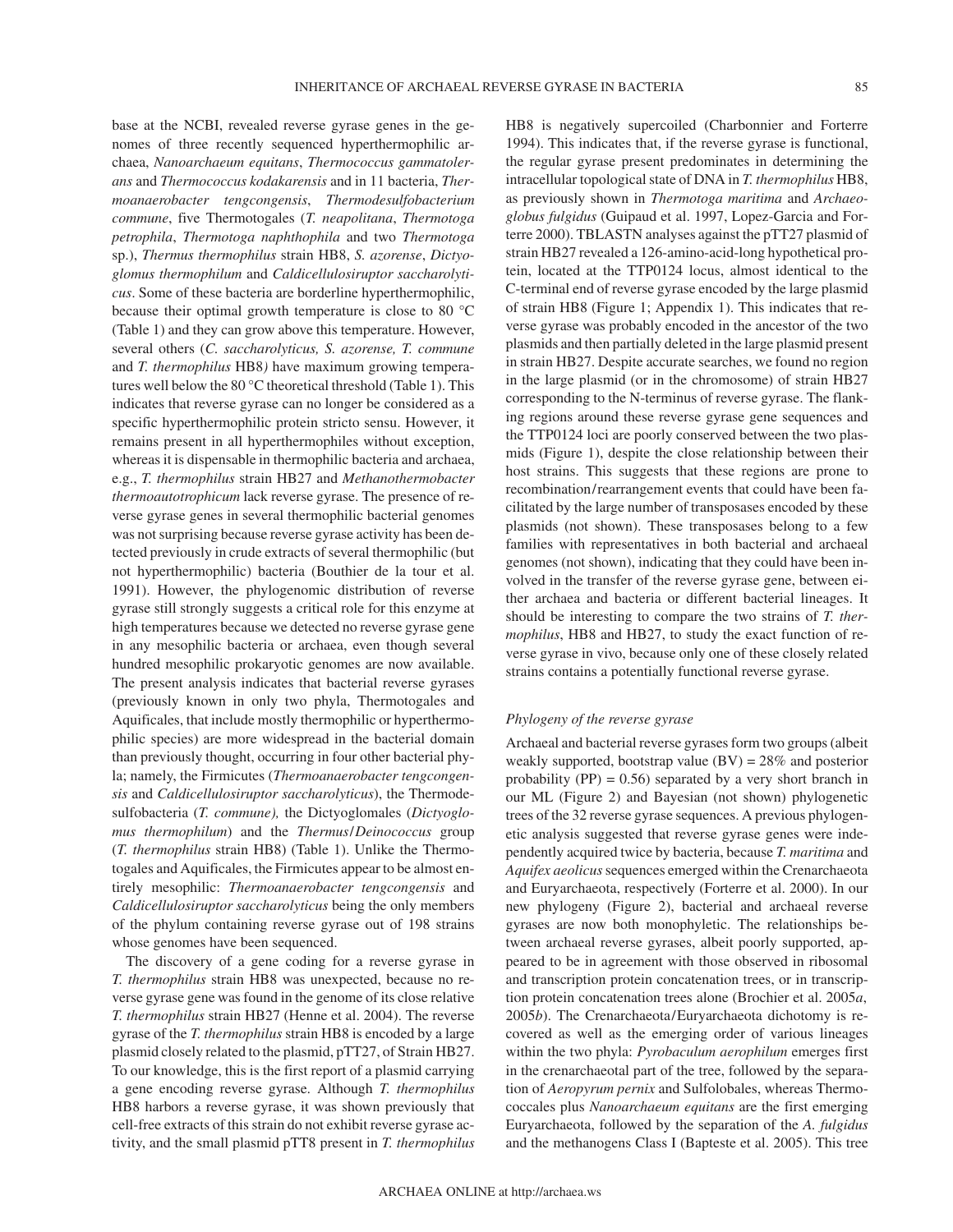base at the NCBI, revealed reverse gyrase genes in the genomes of three recently sequenced hyperthermophilic archaea, *Nanoarchaeum equitans*, *Thermococcus gammatolerans* and *Thermococcus kodakarensis* and in 11 bacteria, *Thermoanaerobacter tengcongensis*, *Thermodesulfobacterium commune*, five Thermotogales (*T. neapolitana*, *Thermotoga petrophila*, *Thermotoga naphthophila* and two *Thermotoga* sp.), *Thermus thermophilus* strain HB8, *S. azorense*, *Dictyoglomus thermophilum* and *Caldicellulosiruptor saccharolyticus*. Some of these bacteria are borderline hyperthermophilic, because their optimal growth temperature is close to 80 °C (Table 1) and they can grow above this temperature. However, several others (*C. saccharolyticus, S. azorense, T. commune* and *T. thermophilus* HB8*)* have maximum growing temperatures well below the 80 °C theoretical threshold (Table 1). This indicates that reverse gyrase can no longer be considered as a specific hyperthermophilic protein stricto sensu. However, it remains present in all hyperthermophiles without exception, whereas it is dispensable in thermophilic bacteria and archaea, e.g., *T. thermophilus* strain HB27 and *Methanothermobacter thermoautotrophicum* lack reverse gyrase. The presence of reverse gyrase genes in several thermophilic bacterial genomes was not surprising because reverse gyrase activity has been detected previously in crude extracts of several thermophilic (but not hyperthermophilic) bacteria (Bouthier de la tour et al. 1991). However, the phylogenomic distribution of reverse gyrase still strongly suggests a critical role for this enzyme at high temperatures because we detected no reverse gyrase gene in any mesophilic bacteria or archaea, even though several hundred mesophilic prokaryotic genomes are now available. The present analysis indicates that bacterial reverse gyrases (previously known in only two phyla, Thermotogales and Aquificales, that include mostly thermophilic or hyperthermophilic species) are more widespread in the bacterial domain than previously thought, occurring in four other bacterial phyla; namely, the Firmicutes (*Thermoanaerobacter tengcongensis* and *Caldicellulosiruptor saccharolyticus*), the Thermodesulfobacteria (*T. commune),* the Dictyoglomales (*Dictyoglomus thermophilum*) and the *Thermus*/*Deinococcus* group (*T. thermophilus* strain HB8) (Table 1). Unlike the Thermotogales and Aquificales, the Firmicutes appear to be almost entirely mesophilic: *Thermoanaerobacter tengcongensis* and *Caldicellulosiruptor saccharolyticus* being the only members of the phylum containing reverse gyrase out of 198 strains whose genomes have been sequenced.

The discovery of a gene coding for a reverse gyrase in *T. thermophilus* strain HB8 was unexpected, because no reverse gyrase gene was found in the genome of its close relative *T. thermophilus* strain HB27 (Henne et al. 2004). The reverse gyrase of the *T. thermophilus* strain HB8 is encoded by a large plasmid closely related to the plasmid, pTT27, of Strain HB27. To our knowledge, this is the first report of a plasmid carrying a gene encoding reverse gyrase. Although *T. thermophilus* HB8 harbors a reverse gyrase, it was shown previously that cell-free extracts of this strain do not exhibit reverse gyrase activity, and the small plasmid pTT8 present in *T. thermophilus* HB8 is negatively supercoiled (Charbonnier and Forterre 1994). This indicates that, if the reverse gyrase is functional, the regular gyrase present predominates in determining the intracellular topological state of DNA in *T. thermophilus* HB8, as previously shown in *Thermotoga maritima* and *Archaeoglobus fulgidus* (Guipaud et al. 1997, Lopez-Garcia and Forterre 2000). TBLASTN analyses against the pTT27 plasmid of strain HB27 revealed a 126-amino-acid-long hypothetical protein, located at the TTP0124 locus, almost identical to the C-terminal end of reverse gyrase encoded by the large plasmid of strain HB8 (Figure 1; Appendix 1). This indicates that reverse gyrase was probably encoded in the ancestor of the two plasmids and then partially deleted in the large plasmid present in strain HB27. Despite accurate searches, we found no region in the large plasmid (or in the chromosome) of strain HB27 corresponding to the N-terminus of reverse gyrase. The flanking regions around these reverse gyrase gene sequences and the TTP0124 loci are poorly conserved between the two plasmids (Figure 1), despite the close relationship between their host strains. This suggests that these regions are prone to recombination/rearrangement events that could have been facilitated by the large number of transposases encoded by these plasmids (not shown). These transposases belong to a few families with representatives in both bacterial and archaeal genomes (not shown), indicating that they could have been involved in the transfer of the reverse gyrase gene, between either archaea and bacteria or different bacterial lineages. It should be interesting to compare the two strains of *T. thermophilus*, HB8 and HB27, to study the exact function of reverse gyrase in vivo, because only one of these closely related strains contains a potentially functional reverse gyrase.

### *Phylogeny of the reverse gyrase*

Archaeal and bacterial reverse gyrases form two groups (albeit weakly supported, bootstrap value (BV) = 28% and posterior probability (PP) = 0.56) separated by a very short branch in our ML (Figure 2) and Bayesian (not shown) phylogenetic trees of the 32 reverse gyrase sequences. A previous phylogenetic analysis suggested that reverse gyrase genes were independently acquired twice by bacteria, because *T. maritima* and *Aquifex aeolicus* sequences emerged within the Crenarchaeota and Euryarchaeota, respectively (Forterre et al. 2000). In our new phylogeny (Figure 2), bacterial and archaeal reverse gyrases are now both monophyletic. The relationships between archaeal reverse gyrases, albeit poorly supported, appeared to be in agreement with those observed in ribosomal and transcription protein concatenation trees, or in transcription protein concatenation trees alone (Brochier et al. 2005*a*, 2005*b*). The Crenarchaeota/Euryarchaeota dichotomy is recovered as well as the emerging order of various lineages within the two phyla: *Pyrobaculum aerophilum* emerges first in the crenarchaeotal part of the tree, followed by the separation of *Aeropyrum pernix* and Sulfolobales, whereas Thermococcales plus *Nanoarchaeum equitans* are the first emerging Euryarchaeota, followed by the separation of the *A. fulgidus* and the methanogens Class I (Bapteste et al. 2005). This tree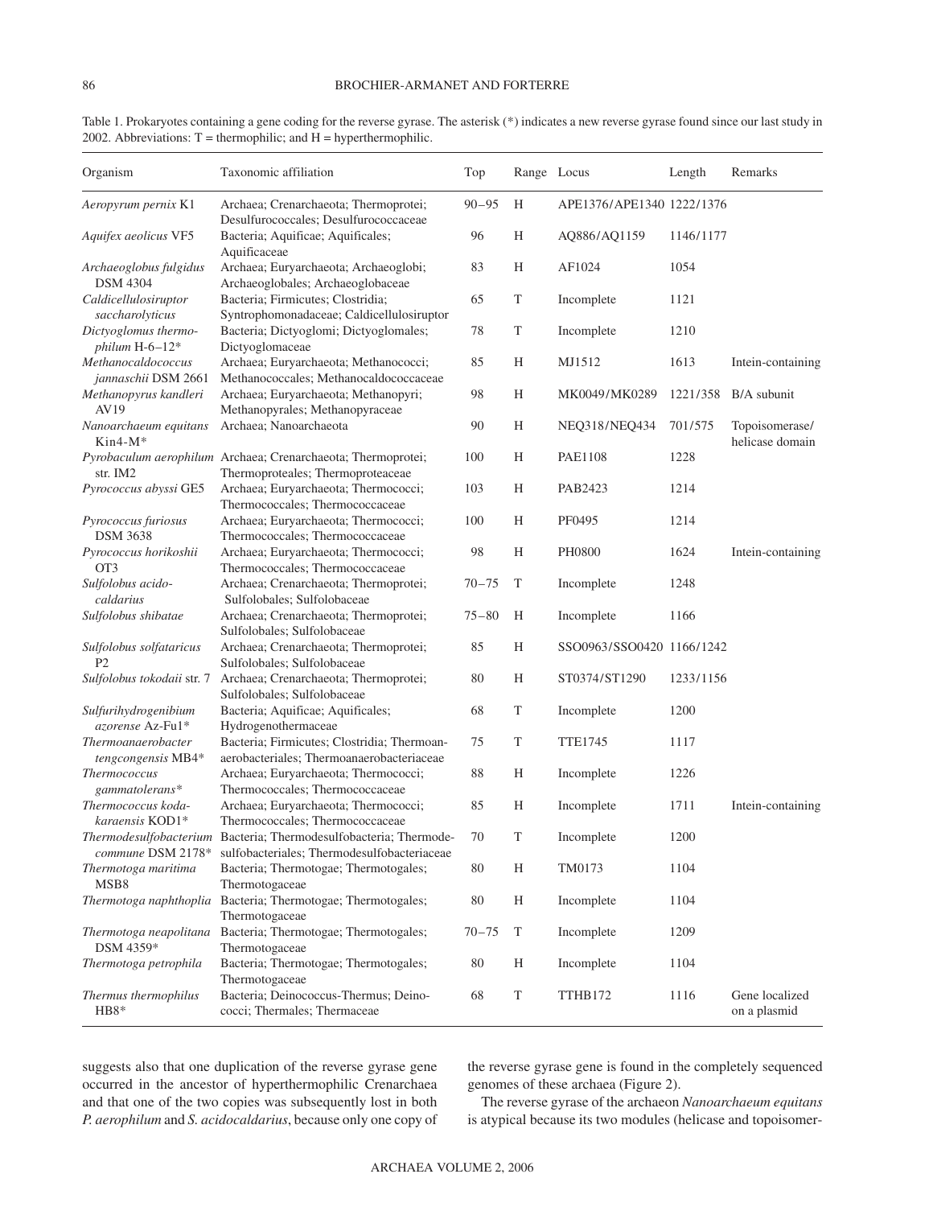Table 1. Prokaryotes containing a gene coding for the reverse gyrase. The asterisk (*) indicates a new reverse gyrase found since our last study in 2002. Abbreviations: T = thermophilic; and H = hyperthermophilic.

| Organism | Taxonomic affiliation | Top | Range | Locus | Length | Remarks |
|---|---|---|---|---|---|---|
| *Aeropyrum pernix* K1 | Archaea; Crenarchaeota; Thermoprotei; Desulfurococcales; Desulfurococcaceae | 90–95 | H | APE1376/APE1340 | 1222/1376 | |
| *Aquifex aeolicus* VF5 | Bacteria; Aquificae; Aquificales; Aquificaceae | 96 | H | AQ886/AQ1159 | 1146/1177 | |
| *Archaeoglobus fulgidus* DSM 4304 | Archaea; Euryarchaeota; Archaeoglobi; Archaeoglobales; Archaeoglobaceae | 83 | H | AF1024 | 1054 | |
| *Caldicellulosiruptor saccharolyticus* | Bacteria; Firmicutes; Clostridia; Syntrophomonadaceae; Caldicellulosiruptor | 65 | T | Incomplete | 1121 | |
| *Dictyoglomus thermophilum* H-6–12* | Bacteria; Dictyoglomi; Dictyoglomales; Dictyoglomaceae | 78 | T | Incomplete | 1210 | |
| *Methanocaldococcus jannaschii* DSM 2661 | Archaea; Euryarchaeota; Methanococci; Methanococcales; Methanocaldococcaceae | 85 | H | MJ1512 | 1613 | Intein-containing |
| *Methanopyrus kandleri* AV19 | Archaea; Euryarchaeota; Methanopyri; Methanopyrales; Methanopyraceae | 98 | H | MK0049/MK0289 | 1221/358 | B/A subunit |
| *Nanoarchaeum equitans* Kin4-M* | Archaea; Nanoarchaeota | 90 | H | NEQ318/NEQ434 | 701/575 | Topoisomerase/ helicase domain |
| *Pyrobaculum aerophilum* str. IM2 | Archaea; Crenarchaeota; Thermoprotei; Thermoproteales; Thermoproteaceae | 100 | H | PAE1108 | 1228 | |
| *Pyrococcus abyssi* GE5 | Archaea; Euryarchaeota; Thermococci; Thermococcales; Thermococcaceae | 103 | H | PAB2423 | 1214 | |
| *Pyrococcus furiosus* DSM 3638 | Archaea; Euryarchaeota; Thermococci; Thermococcales; Thermococcaceae | 100 | H | PF0495 | 1214 | |
| *Pyrococcus horikoshii* OT3 | Archaea; Euryarchaeota; Thermococci; Thermococcales; Thermococcaceae | 98 | H | PH0800 | 1624 | Intein-containing |
| *Sulfolobus acidocaldarius* | Archaea; Crenarchaeota; Thermoprotei; Sulfolobales; Sulfolobaceae | 70–75 | T | Incomplete | 1248 | |
| *Sulfolobus shibatae* | Archaea; Crenarchaeota; Thermoprotei; Sulfolobales; Sulfolobaceae | 75–80 | H | Incomplete | 1166 | |
| *Sulfolobus solfataricus* P2 | Archaea; Crenarchaeota; Thermoprotei; Sulfolobales; Sulfolobaceae | 85 | H | SSO0963/SSO0420 | 1166/1242 | |
| *Sulfolobus tokodaii* str. 7 | Archaea; Crenarchaeota; Thermoprotei; Sulfolobales; Sulfolobaceae | 80 | H | ST0374/ST1290 | 1233/1156 | |
| *Sulfurihydrogenibium azorense* Az-Fu1* | Bacteria; Aquificae; Aquificales; Hydrogenothermaceae | 68 | T | Incomplete | 1200 | |
| *Thermoanaerobacter tengcongensis* MB4* | Bacteria; Firmicutes; Clostridia; Thermoanaerobacteriales; Thermoanaerobacteriaceae | 75 | T | TTE1745 | 1117 | |
| *Thermococcus gammatolerans** | Archaea; Euryarchaeota; Thermococci; Thermococcales; Thermococcaceae | 88 | H | Incomplete | 1226 | |
| *Thermococcus kodakaraensis* KOD1* | Archaea; Euryarchaeota; Thermococci; Thermococcales; Thermococcaceae | 85 | H | Incomplete | 1711 | Intein-containing |
| *Thermodesulfobacterium commune* DSM 2178* | Bacteria; Thermodesulfobacteria; Thermodesulfobacteriales; Thermodesulfobacteriaceae | 70 | T | Incomplete | 1200 | |
| *Thermotoga maritima* MSB8 | Bacteria; Thermotogae; Thermotogales; Thermotogaceae | 80 | H | TM0173 | 1104 | |
| *Thermotoga naphthoplia* | Bacteria; Thermotogae; Thermotogales; Thermotogaceae | 80 | H | Incomplete | 1104 | |
| *Thermotoga neapolitana* DSM 4359* | Bacteria; Thermotogae; Thermotogales; Thermotogaceae | 70–75 | T | Incomplete | 1209 | |
| *Thermotoga petrophila* | Bacteria; Thermotogae; Thermotogales; Thermotogaceae | 80 | H | Incomplete | 1104 | |
| *Thermus thermophilus* HB8* | Bacteria; Deinococcus-Thermus; Deinococci; Thermales; Thermaceae | 68 | T | TTHB172 | 1116 | Gene localized on a plasmid |

suggests also that one duplication of the reverse gyrase gene occurred in the ancestor of hyperthermophilic Crenarchaea and that one of the two copies was subsequently lost in both *P. aerophilum* and *S. acidocaldarius*, because only one copy of the reverse gyrase gene is found in the completely sequenced genomes of these archaea (Figure 2).

The reverse gyrase of the archaeon *Nanoarchaeum equitans* is atypical because its two modules (helicase and topoisomer-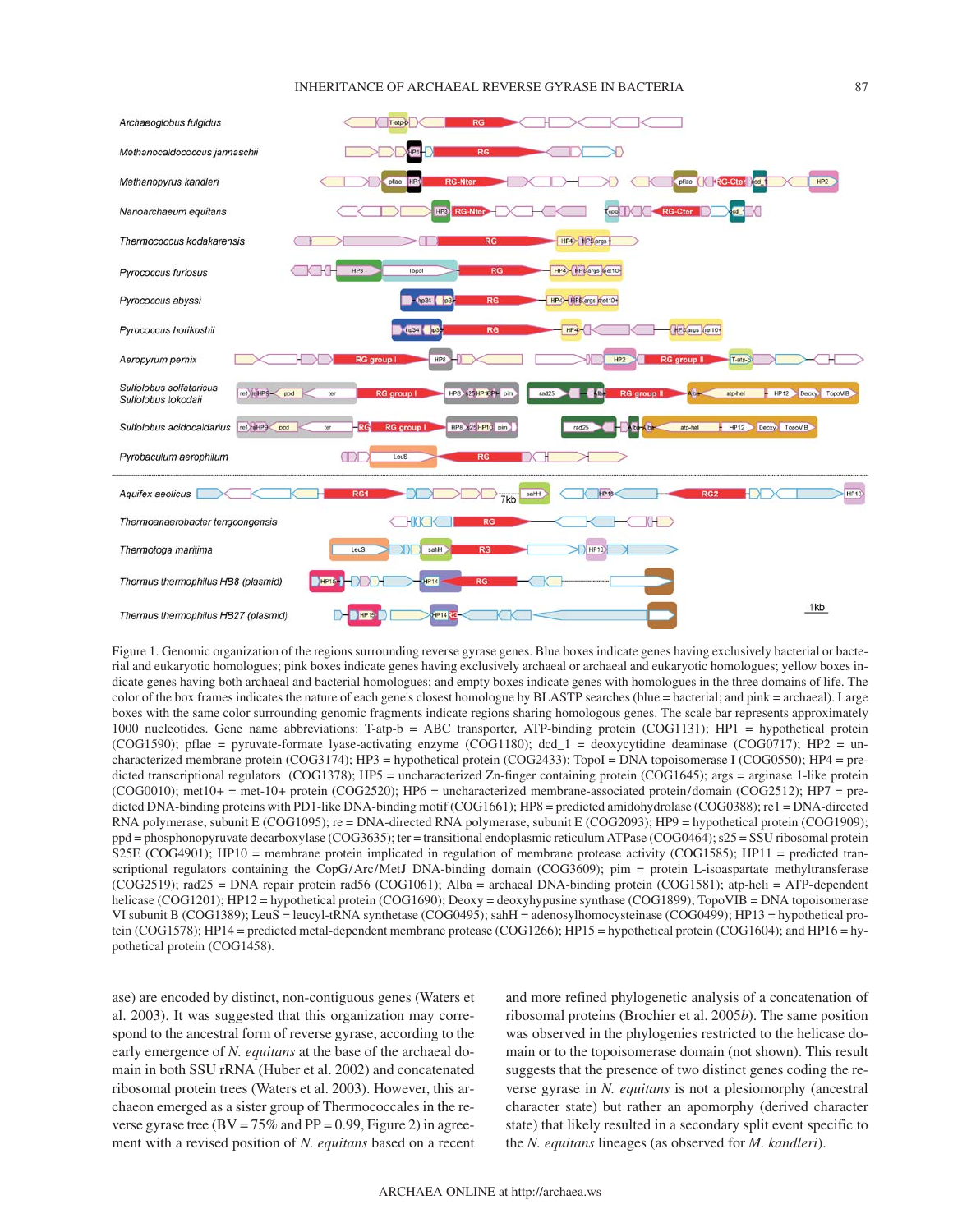Figure 1. Genomic organization of the regions surrounding reverse gyrase genes. Blue boxes indicate genes having exclusively bacterial or bacterial and eukaryotic homologues; pink boxes indicate genes having exclusively archaeal or archaeal and eukaryotic homologues; yellow boxes indicate genes having both archaeal and bacterial homologues; and empty boxes indicate genes with homologues in the three domains of life. The color of the box frames indicates the nature of each gene's closest homologue by BLASTP searches (blue = bacterial; and pink = archaeal). Large boxes with the same color surrounding genomic fragments indicate regions sharing homologous genes. The scale bar represents approximately 1000 nucleotides. Gene name abbreviations: T-atp-b = ABC transporter, ATP-binding protein (COG1131); HP1 = hypothetical protein (COG1590); pflae = pyruvate-formate lyase-activating enzyme (COG1180); dcd_1 = deoxycytidine deaminase (COG0717); HP2 = uncharacterized membrane protein (COG3174); HP3 = hypothetical protein (COG2433); TopoI = DNA topoisomerase I (COG0550); HP4 = predicted transcriptional regulators (COG1378); HP5 = uncharacterized Zn-finger containing protein (COG1645); args = arginase 1-like protein (COG0010); met10+ = met-10+ protein (COG2520); HP6 = uncharacterized membrane-associated protein/domain (COG2512); HP7 = predicted DNA-binding proteins with PD1-like DNA-binding motif (COG1661); HP8 = predicted amidohydrolase (COG0388); re1 = DNA-directed RNA polymerase, subunit E (COG1095); re = DNA-directed RNA polymerase, subunit E (COG2093); HP9 = hypothetical protein (COG1909); ppd = phosphonopyruvate decarboxylase (COG3635); ter = transitional endoplasmic reticulum ATPase (COG0464); s25 = SSU ribosomal protein S25E (COG4901); HP10 = membrane protein implicated in regulation of membrane protease activity (COG1585); HP11 = predicted transcriptional regulators containing the CopG/Arc/MetJ DNA-binding domain (COG3609); pim = protein L-isoaspartate methyltransferase (COG2519); rad25 = DNA repair protein rad56 (COG1061); Alba = archaeal DNA-binding protein (COG1581); atp-heli = ATP-dependent helicase (COG1201); HP12 = hypothetical protein (COG1690); Deoxy = deoxyhypusine synthase (COG1899); TopoVIB = DNA topoisomerase VI subunit B (COG1389); LeuS = leucyl-tRNA synthetase (COG0495); sahH = adenosylhomocysteinase (COG0499); HP13 = hypothetical protein (COG1578); HP14 = predicted metal-dependent membrane protease (COG1266); HP15 = hypothetical protein (COG1604); and HP16 = hypothetical protein (COG1458).

ase) are encoded by distinct, non-contiguous genes (Waters et al. 2003). It was suggested that this organization may correspond to the ancestral form of reverse gyrase, according to the early emergence of *N. equitans* at the base of the archaeal domain in both SSU rRNA (Huber et al. 2002) and concatenated ribosomal protein trees (Waters et al. 2003). However, this archaeon emerged as a sister group of Thermococcales in the reverse gyrase tree (BV = 75% and PP = 0.99, Figure 2) in agreement with a revised position of *N. equitans* based on a recent and more refined phylogenetic analysis of a concatenation of ribosomal proteins (Brochier et al. 2005*b*). The same position was observed in the phylogenies restricted to the helicase domain or to the topoisomerase domain (not shown). This result suggests that the presence of two distinct genes coding the reverse gyrase in *N. equitans* is not a plesiomorphy (ancestral character state) but rather an apomorphy (derived character state) that likely resulted in a secondary split event specific to the *N. equitans* lineages (as observed for *M. kandleri*).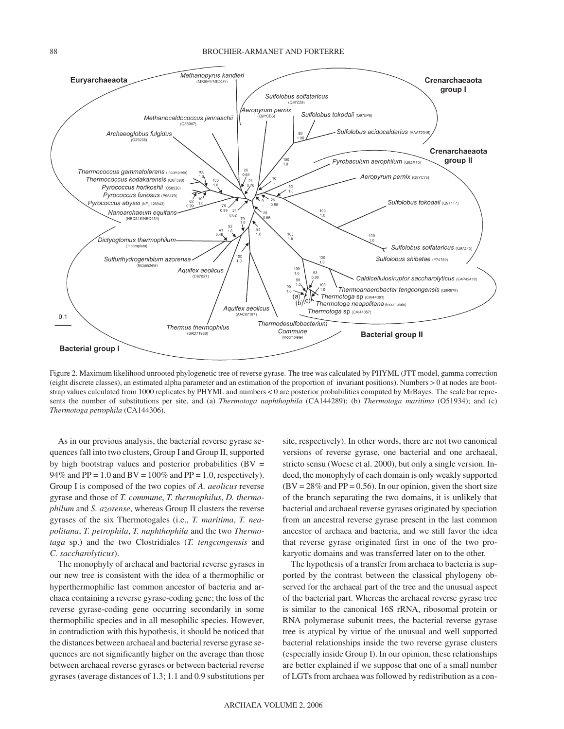Euryarchaeota

Methanopyrus kandleri (MK0049/MK0289)

Crenarchaeaota group I

Sulfolobus solfataricus (Q97ZZ8)

Aeropyrum pernix (Q9YCB6)

Sulfolobus tokodaii (Q975P6)

Methanocaldococcus jannaschii (Q58907)

Archaeoglobus fulgidus (O29238)

Sulfolobus acidocaldarius (AAA72346)

Crenarchaeaota group II

Pyrobaculum aerophilum (Q8ZXT5)

Thermococcus gammatolerans (Incomplete)

Thermococcus kodakarensis (Q6F598)

Pyrococcus horikoshii (O58530)

Pyrococcus furiosus (P95479)

Pyrococcus abyssi (NP_126943)

Nanoarchaeum equitans (NEQ318/NEQ434)

Aeropyrum pernix (Q9YC75)

Sulfolobus tokodaii (Q971T7)

Dictyoglomus thermophilum (Incomplete)

Sulfurihydrogenibium azorense (Incomplete)

Aquifex aeolicus (O67037)

Sulfolobus solfataricus (Q97ZF5)

Sulfolobus shibatae (P74759)

Caldicellulosiruptor saccharolyticus (EAP42418)

Thermoanaerobacter tengcongensis (Q8R979)

Thermotoga sp (CAI44381)

Thermotoga neapolitana (Incomplete)

Thermotoga sp (CAI44357)

Aquifex aeolicus (AAC07187)

Thermodesulfobacterium Commune (Incomplete)

Thermus thermophilus (BAD71968)

0.1

Bacterial group I

Bacterial group II

Figure 2. Maximum likelihood unrooted phylogenetic tree of reverse gyrase. The tree was calculated by PHYML (JTT model, gamma correction (eight discrete classes), an estimated alpha parameter and an estimation of the proportion of invariant positions). Numbers > 0 at nodes are bootstrap values calculated from 1000 replicates by PHYML and numbers < 0 are posterior probabilities computed by MrBayes. The scale bar represents the number of substitutions per site, and (a) *Thermotoga naphthophila* (CA144289); (b) *Thermotoga maritima* (O51934); and (c) *Thermotoga petrophila* (CA144306).

As in our previous analysis, the bacterial reverse gyrase sequences fall into two clusters, Group I and Group II, supported by high bootstrap values and posterior probabilities (BV = 94% and PP = 1.0 and BV = 100% and PP = 1.0, respectively). Group I is composed of the two copies of *A. aeolicus* reverse gyrase and those of *T. commune*, *T. thermophilus*, *D. thermophilum* and *S. azorense*, whereas Group II clusters the reverse gyrases of the six Thermotogales (i.e., *T. maritima*, *T. neapolitana*, *T. petrophila*, *T. naphthophila* and the two *Thermotaga* sp.) and the two Clostridiales (*T. tengcongensis* and *C. saccharolyticus*).

The monophyly of archaeal and bacterial reverse gyrases in our new tree is consistent with the idea of a thermophilic or hyperthermophilic last common ancestor of bacteria and archaea containing a reverse gyrase-coding gene; the loss of the reverse gyrase-coding gene occurring secondarily in some thermophilic species and in all mesophilic species. However, in contradiction with this hypothesis, it should be noticed that the distances between archaeal and bacterial reverse gyrase sequences are not significantly higher on the average than those between archaeal reverse gyrases or between bacterial reverse gyrases (average distances of 1.3; 1.1 and 0.9 substitutions per site, respectively). In other words, there are not two canonical versions of reverse gyrase, one bacterial and one archaeal, stricto sensu (Woese et al. 2000), but only a single version. Indeed, the monophyly of each domain is only weakly supported (BV = 28% and PP = 0.56). In our opinion, given the short size of the branch separating the two domains, it is unlikely that bacterial and archaeal reverse gyrases originated by speciation from an ancestral reverse gyrase present in the last common ancestor of archaea and bacteria, and we still favor the idea that reverse gyrase originated first in one of the two prokaryotic domains and was transferred later on to the other.

The hypothesis of a transfer from archaea to bacteria is supported by the contrast between the classical phylogeny observed for the archaeal part of the tree and the unusual aspect of the bacterial part. Whereas the archaeal reverse gyrase tree is similar to the canonical 16S rRNA, ribosomal protein or RNA polymerase subunit trees, the bacterial reverse gyrase tree is atypical by virtue of the unusual and well supported bacterial relationships inside the two reverse gyrase clusters (especially inside Group I). In our opinion, these relationships are better explained if we suppose that one of a small number of LGTs from archaea was followed by redistribution as a con-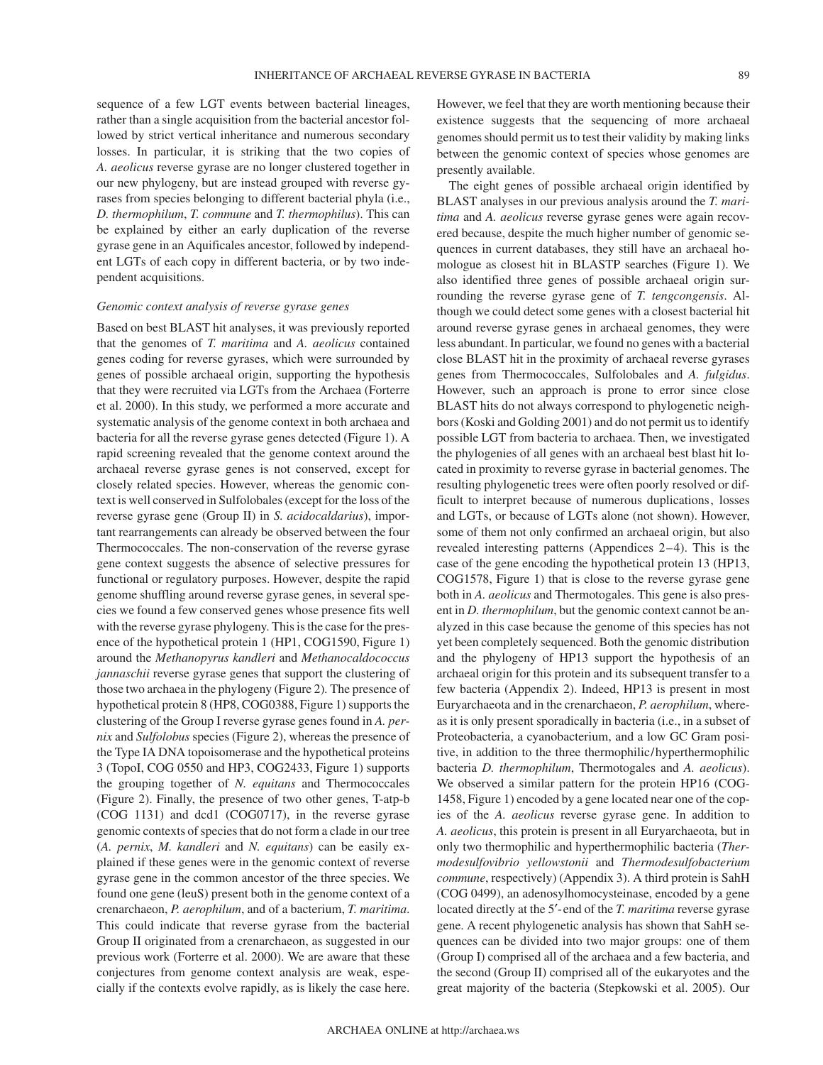sequence of a few LGT events between bacterial lineages, rather than a single acquisition from the bacterial ancestor followed by strict vertical inheritance and numerous secondary losses. In particular, it is striking that the two copies of *A. aeolicus* reverse gyrase are no longer clustered together in our new phylogeny, but are instead grouped with reverse gyrases from species belonging to different bacterial phyla (i.e., *D. thermophilum*, *T. commune* and *T. thermophilus*). This can be explained by either an early duplication of the reverse gyrase gene in an Aquificales ancestor, followed by independent LGTs of each copy in different bacteria, or by two independent acquisitions.

### *Genomic context analysis of reverse gyrase genes*

Based on best BLAST hit analyses, it was previously reported that the genomes of *T. maritima* and *A. aeolicus* contained genes coding for reverse gyrases, which were surrounded by genes of possible archaeal origin, supporting the hypothesis that they were recruited via LGTs from the Archaea (Forterre et al. 2000). In this study, we performed a more accurate and systematic analysis of the genome context in both archaea and bacteria for all the reverse gyrase genes detected (Figure 1). A rapid screening revealed that the genome context around the archaeal reverse gyrase genes is not conserved, except for closely related species. However, whereas the genomic context is well conserved in Sulfolobales (except for the loss of the reverse gyrase gene (Group II) in *S. acidocaldarius*), important rearrangements can already be observed between the four Thermococcales. The non-conservation of the reverse gyrase gene context suggests the absence of selective pressures for functional or regulatory purposes. However, despite the rapid genome shuffling around reverse gyrase genes, in several species we found a few conserved genes whose presence fits well with the reverse gyrase phylogeny. This is the case for the presence of the hypothetical protein 1 (HP1, COG1590, Figure 1) around the *Methanopyrus kandleri* and *Methanocaldococcus jannaschii* reverse gyrase genes that support the clustering of those two archaea in the phylogeny (Figure 2). The presence of hypothetical protein 8 (HP8, COG0388, Figure 1) supports the clustering of the Group I reverse gyrase genes found in *A. pernix* and *Sulfolobus* species (Figure 2), whereas the presence of the Type IA DNA topoisomerase and the hypothetical proteins 3 (TopoI, COG 0550 and HP3, COG2433, Figure 1) supports the grouping together of *N. equitans* and Thermococcales (Figure 2). Finally, the presence of two other genes, T-atp-b (COG 1131) and dcd1 (COG0717), in the reverse gyrase genomic contexts of species that do not form a clade in our tree (*A. pernix*, *M. kandleri* and *N. equitans*) can be easily explained if these genes were in the genomic context of reverse gyrase gene in the common ancestor of the three species. We found one gene (leuS) present both in the genome context of a crenarchaeon, *P. aerophilum*, and of a bacterium, *T. maritima*. This could indicate that reverse gyrase from the bacterial Group II originated from a crenarchaeon, as suggested in our previous work (Forterre et al. 2000). We are aware that these conjectures from genome context analysis are weak, especially if the contexts evolve rapidly, as is likely the case here. However, we feel that they are worth mentioning because their existence suggests that the sequencing of more archaeal genomes should permit us to test their validity by making links between the genomic context of species whose genomes are presently available.

The eight genes of possible archaeal origin identified by BLAST analyses in our previous analysis around the *T. maritima* and *A. aeolicus* reverse gyrase genes were again recovered because, despite the much higher number of genomic sequences in current databases, they still have an archaeal homologue as closest hit in BLASTP searches (Figure 1). We also identified three genes of possible archaeal origin surrounding the reverse gyrase gene of *T. tengcongensis*. Although we could detect some genes with a closest bacterial hit around reverse gyrase genes in archaeal genomes, they were less abundant. In particular, we found no genes with a bacterial close BLAST hit in the proximity of archaeal reverse gyrases genes from Thermococcales, Sulfolobales and *A. fulgidus*. However, such an approach is prone to error since close BLAST hits do not always correspond to phylogenetic neighbors (Koski and Golding 2001) and do not permit us to identify possible LGT from bacteria to archaea. Then, we investigated the phylogenies of all genes with an archaeal best blast hit located in proximity to reverse gyrase in bacterial genomes. The resulting phylogenetic trees were often poorly resolved or difficult to interpret because of numerous duplications, losses and LGTs, or because of LGTs alone (not shown). However, some of them not only confirmed an archaeal origin, but also revealed interesting patterns (Appendices 2–4). This is the case of the gene encoding the hypothetical protein 13 (HP13, COG1578, Figure 1) that is close to the reverse gyrase gene both in *A. aeolicus* and Thermotogales. This gene is also present in *D. thermophilum*, but the genomic context cannot be analyzed in this case because the genome of this species has not yet been completely sequenced. Both the genomic distribution and the phylogeny of HP13 support the hypothesis of an archaeal origin for this protein and its subsequent transfer to a few bacteria (Appendix 2). Indeed, HP13 is present in most Euryarchaeota and in the crenarchaeon, *P. aerophilum*, whereas it is only present sporadically in bacteria (i.e., in a subset of Proteobacteria, a cyanobacterium, and a low GC Gram positive, in addition to the three thermophilic/hyperthermophilic bacteria *D. thermophilum*, Thermotogales and *A. aeolicus*). We observed a similar pattern for the protein HP16 (COG1458, Figure 1) encoded by a gene located near one of the copies of the *A. aeolicus* reverse gyrase gene. In addition to *A. aeolicus*, this protein is present in all Euryarchaeota, but in only two thermophilic and hyperthermophilic bacteria (*Thermodesulfovibrio yellowstonii* and *Thermodesulfobacterium commune*, respectively) (Appendix 3). A third protein is SahH (COG 0499), an adenosylhomocysteinase, encoded by a gene located directly at the 5′-end of the *T. maritima* reverse gyrase gene. A recent phylogenetic analysis has shown that SahH sequences can be divided into two major groups: one of them (Group I) comprised all of the archaea and a few bacteria, and the second (Group II) comprised all of the eukaryotes and the great majority of the bacteria (Stepkowski et al. 2005). Our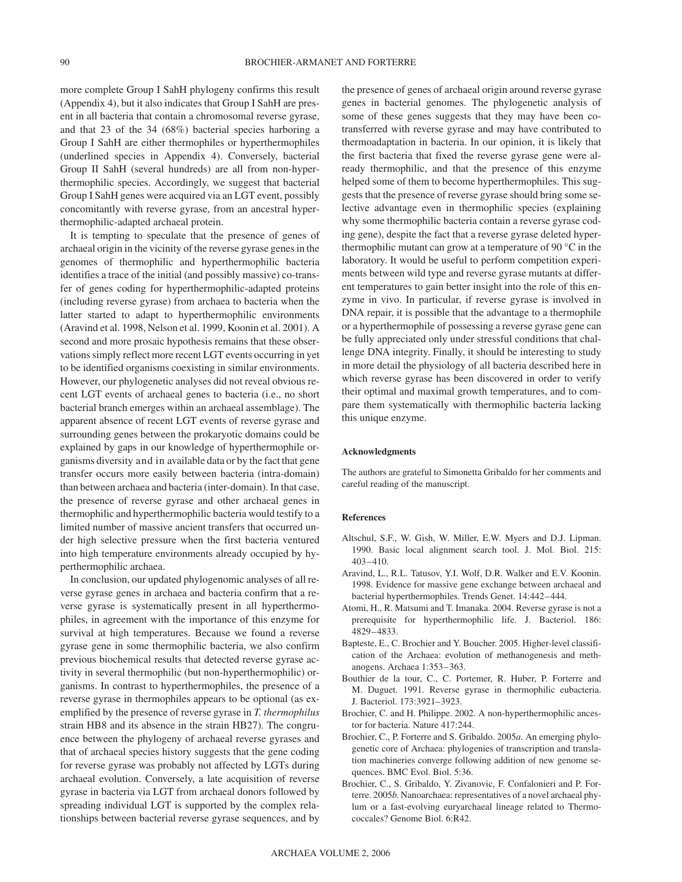more complete Group I SahH phylogeny confirms this result (Appendix 4), but it also indicates that Group I SahH are present in all bacteria that contain a chromosomal reverse gyrase, and that 23 of the 34 (68%) bacterial species harboring a Group I SahH are either thermophiles or hyperthermophiles (underlined species in Appendix 4). Conversely, bacterial Group II SahH (several hundreds) are all from non-hyperthermophilic species. Accordingly, we suggest that bacterial Group I SahH genes were acquired via an LGT event, possibly concomitantly with reverse gyrase, from an ancestral hyperthermophilic-adapted archaeal protein.

It is tempting to speculate that the presence of genes of archaeal origin in the vicinity of the reverse gyrase genes in the genomes of thermophilic and hyperthermophilic bacteria identifies a trace of the initial (and possibly massive) co-transfer of genes coding for hyperthermophilic-adapted proteins (including reverse gyrase) from archaea to bacteria when the latter started to adapt to hyperthermophilic environments (Aravind et al. 1998, Nelson et al. 1999, Koonin et al. 2001). A second and more prosaic hypothesis remains that these observations simply reflect more recent LGT events occurring in yet to be identified organisms coexisting in similar environments. However, our phylogenetic analyses did not reveal obvious recent LGT events of archaeal genes to bacteria (i.e., no short bacterial branch emerges within an archaeal assemblage). The apparent absence of recent LGT events of reverse gyrase and surrounding genes between the prokaryotic domains could be explained by gaps in our knowledge of hyperthermophile organisms diversity and in available data or by the fact that gene transfer occurs more easily between bacteria (intra-domain) than between archaea and bacteria (inter-domain). In that case, the presence of reverse gyrase and other archaeal genes in thermophilic and hyperthermophilic bacteria would testify to a limited number of massive ancient transfers that occurred under high selective pressure when the first bacteria ventured into high temperature environments already occupied by hyperthermophilic archaea.

In conclusion, our updated phylogenomic analyses of all reverse gyrase genes in archaea and bacteria confirm that a reverse gyrase is systematically present in all hyperthermophiles, in agreement with the importance of this enzyme for survival at high temperatures. Because we found a reverse gyrase gene in some thermophilic bacteria, we also confirm previous biochemical results that detected reverse gyrase activity in several thermophilic (but non-hyperthermophilic) organisms. In contrast to hyperthermophiles, the presence of a reverse gyrase in thermophiles appears to be optional (as exemplified by the presence of reverse gyrase in *T. thermophilus* strain HB8 and its absence in the strain HB27). The congruence between the phylogeny of archaeal reverse gyrases and that of archaeal species history suggests that the gene coding for reverse gyrase was probably not affected by LGTs during archaeal evolution. Conversely, a late acquisition of reverse gyrase in bacteria via LGT from archaeal donors followed by spreading individual LGT is supported by the complex relationships between bacterial reverse gyrase sequences, and by the presence of genes of archaeal origin around reverse gyrase genes in bacterial genomes. The phylogenetic analysis of some of these genes suggests that they may have been co-transferred with reverse gyrase and may have contributed to thermoadaptation in bacteria. In our opinion, it is likely that the first bacteria that fixed the reverse gyrase gene were already thermophilic, and that the presence of this enzyme helped some of them to become hyperthermophiles. This suggests that the presence of reverse gyrase should bring some selective advantage even in thermophilic species (explaining why some thermophilic bacteria contain a reverse gyrase coding gene), despite the fact that a reverse gyrase deleted hyperthermophilic mutant can grow at a temperature of 90 °C in the laboratory. It would be useful to perform competition experiments between wild type and reverse gyrase mutants at different temperatures to gain better insight into the role of this enzyme in vivo. In particular, if reverse gyrase is involved in DNA repair, it is possible that the advantage to a thermophile or a hyperthermophile of possessing a reverse gyrase gene can be fully appreciated only under stressful conditions that challenge DNA integrity. Finally, it should be interesting to study in more detail the physiology of all bacteria described here in which reverse gyrase has been discovered in order to verify their optimal and maximal growth temperatures, and to compare them systematically with thermophilic bacteria lacking this unique enzyme.

#### Acknowledgments

The authors are grateful to Simonetta Gribaldo for her comments and careful reading of the manuscript.

#### References

Altschul, S.F., W. Gish, W. Miller, E.W. Myers and D.J. Lipman. 1990. Basic local alignment search tool. J. Mol. Biol. 215: 403–410.

Aravind, L., R.L. Tatusov, Y.I. Wolf, D.R. Walker and E.V. Koonin. 1998. Evidence for massive gene exchange between archaeal and bacterial hyperthermophiles. Trends Genet. 14:442–444.

Atomi, H., R. Matsumi and T. Imanaka. 2004. Reverse gyrase is not a prerequisite for hyperthermophilic life. J. Bacteriol. 186: 4829–4833.

Bapteste, E., C. Brochier and Y. Boucher. 2005. Higher-level classification of the Archaea: evolution of methanogenesis and methanogens. Archaea 1:353–363.

Bouthier de la tour, C., C. Portemer, R. Huber, P. Forterre and M. Duguet. 1991. Reverse gyrase in thermophilic eubacteria. J. Bacteriol. 173:3921–3923.

Brochier, C. and H. Philippe. 2002. A non-hyperthermophilic ancestor for bacteria. Nature 417:244.

Brochier, C., P. Forterre and S. Gribaldo. 2005*a*. An emerging phylogenetic core of Archaea: phylogenies of transcription and translation machineries converge following addition of new genome sequences. BMC Evol. Biol. 5:36.

Brochier, C., S. Gribaldo, Y. Zivanovic, F. Confalonieri and P. Forterre. 2005*b*. Nanoarchaea: representatives of a novel archaeal phylum or a fast-evolving euryarchaeal lineage related to Thermococcales? Genome Biol. 6:R42.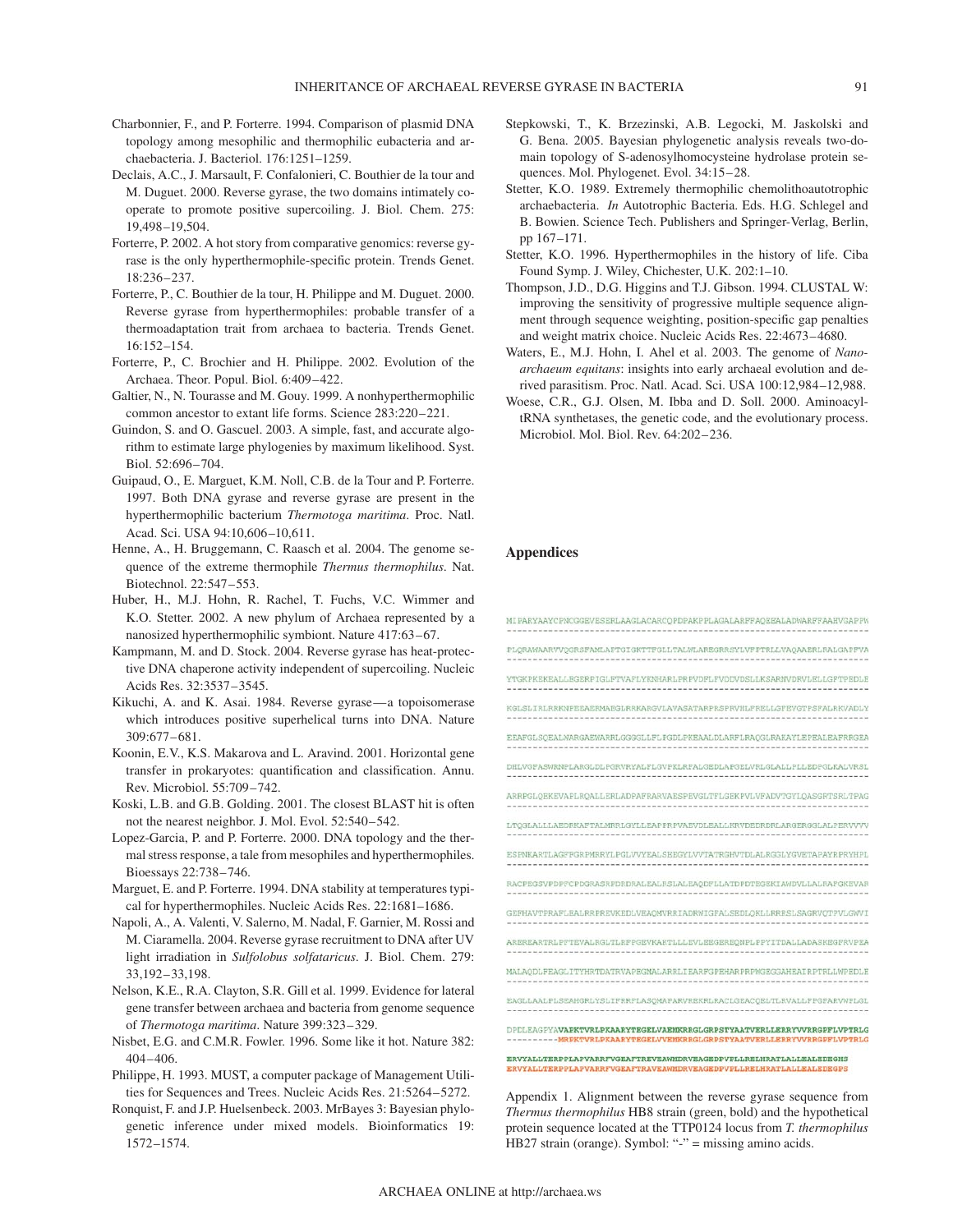Charbonnier, F., and P. Forterre. 1994. Comparison of plasmid DNA topology among mesophilic and thermophilic eubacteria and archaebacteria. J. Bacteriol. 176:1251–1259.

Declais, A.C., J. Marsault, F. Confalonieri, C. Bouthier de la tour and M. Duguet. 2000. Reverse gyrase, the two domains intimately cooperate to promote positive supercoiling. J. Biol. Chem. 275: 19,498–19,504.

Forterre, P. 2002. A hot story from comparative genomics: reverse gyrase is the only hyperthermophile-specific protein. Trends Genet. 18:236–237.

Forterre, P., C. Bouthier de la tour, H. Philippe and M. Duguet. 2000. Reverse gyrase from hyperthermophiles: probable transfer of a thermoadaptation trait from archaea to bacteria. Trends Genet. 16:152–154.

Forterre, P., C. Brochier and H. Philippe. 2002. Evolution of the Archaea. Theor. Popul. Biol. 6:409–422.

Galtier, N., N. Tourasse and M. Gouy. 1999. A nonhyperthermophilic common ancestor to extant life forms. Science 283:220–221.

Guindon, S. and O. Gascuel. 2003. A simple, fast, and accurate algorithm to estimate large phylogenies by maximum likelihood. Syst. Biol. 52:696–704.

Guipaud, O., E. Marguet, K.M. Noll, C.B. de la Tour and P. Forterre. 1997. Both DNA gyrase and reverse gyrase are present in the hyperthermophilic bacterium *Thermotoga maritima*. Proc. Natl. Acad. Sci. USA 94:10,606–10,611.

Henne, A., H. Bruggemann, C. Raasch et al. 2004. The genome sequence of the extreme thermophile *Thermus thermophilus*. Nat. Biotechnol. 22:547–553.

Huber, H., M.J. Hohn, R. Rachel, T. Fuchs, V.C. Wimmer and K.O. Stetter. 2002. A new phylum of Archaea represented by a nanosized hyperthermophilic symbiont. Nature 417:63–67.

Kampmann, M. and D. Stock. 2004. Reverse gyrase has heat-protective DNA chaperone activity independent of supercoiling. Nucleic Acids Res. 32:3537–3545.

Kikuchi, A. and K. Asai. 1984. Reverse gyrase—a topoisomerase which introduces positive superhelical turns into DNA. Nature 309:677–681.

Koonin, E.V., K.S. Makarova and L. Aravind. 2001. Horizontal gene transfer in prokaryotes: quantification and classification. Annu. Rev. Microbiol. 55:709–742.

Koski, L.B. and G.B. Golding. 2001. The closest BLAST hit is often not the nearest neighbor. J. Mol. Evol. 52:540–542.

Lopez-Garcia, P. and P. Forterre. 2000. DNA topology and the thermal stress response, a tale from mesophiles and hyperthermophiles. Bioessays 22:738–746.

Marguet, E. and P. Forterre. 1994. DNA stability at temperatures typical for hyperthermophiles. Nucleic Acids Res. 22:1681–1686.

Napoli, A., A. Valenti, V. Salerno, M. Nadal, F. Garnier, M. Rossi and M. Ciaramella. 2004. Reverse gyrase recruitment to DNA after UV light irradiation in *Sulfolobus solfataricus*. J. Biol. Chem. 279: 33,192–33,198.

Nelson, K.E., R.A. Clayton, S.R. Gill et al. 1999. Evidence for lateral gene transfer between archaea and bacteria from genome sequence of *Thermotoga maritima*. Nature 399:323–329.

Nisbet, E.G. and C.M.R. Fowler. 1996. Some like it hot. Nature 382: 404–406.

Philippe, H. 1993. MUST, a computer package of Management Utilities for Sequences and Trees. Nucleic Acids Res. 21:5264–5272.

Ronquist, F. and J.P. Huelsenbeck. 2003. MrBayes 3: Bayesian phylogenetic inference under mixed models. Bioinformatics 19: 1572–1574.

Stepkowski, T., K. Brzezinski, A.B. Legocki, M. Jaskolski and G. Bena. 2005. Bayesian phylogenetic analysis reveals two-domain topology of S-adenosylhomocysteine hydrolase protein sequences. Mol. Phylogenet. Evol. 34:15–28.

Stetter, K.O. 1989. Extremely thermophilic chemolithoautotrophic archaebacteria. *In* Autotrophic Bacteria. Eds. H.G. Schlegel and B. Bowien. Science Tech. Publishers and Springer-Verlag, Berlin, pp 167–171.

Stetter, K.O. 1996. Hyperthermophiles in the history of life. Ciba Found Symp. J. Wiley, Chichester, U.K. 202:1–10.

Thompson, J.D., D.G. Higgins and T.J. Gibson. 1994. CLUSTAL W: improving the sensitivity of progressive multiple sequence alignment through sequence weighting, position-specific gap penalties and weight matrix choice. Nucleic Acids Res. 22:4673–4680.

Waters, E., M.J. Hohn, I. Ahel et al. 2003. The genome of *Nanoarchaeum equitans*: insights into early archaeal evolution and derived parasitism. Proc. Natl. Acad. Sci. USA 100:12,984–12,988.

Woese, C.R., G.J. Olsen, M. Ibba and D. Soll. 2000. Aminoacyl-tRNA synthetases, the genetic code, and the evolutionary process. Microbiol. Mol. Biol. Rev. 64:202–236.

## Appendices

```
MIPARYAAYCPNCGGEVESERLAAGLACARCQPDPAKPPLAGALARFFAQEEALADWARFFAAHVGAPPW
----------------------------------------------------------------------

PLQRAWAARVVQGRSFAMLAPTGIGKTTFGLLTALWLAREGRRSYLVFPTRLLVAQAAERLRALGAPFVA
----------------------------------------------------------------------

YTGKPKEKEALLEGERPIGLFTVAFLYKNHARLPRFVDFLFVDDVDSLLKSARNVDRVLELLGFTPEDLE
----------------------------------------------------------------------

KGLSLIRLRRKNPEEAERMAEGLRRKARGVLAVASATARPRSPRVHLFRELLGFEVGTPSFALRKVADLY
----------------------------------------------------------------------

EEAFGLSQEALWARGAEWARRLGGGGLLFLPGDLPKEAALDLARFLRAQGLRAKAYLEPEALEAFRRGEA
----------------------------------------------------------------------

DHLVGFASWRNPLARGLDLPGRVRYALFLGVPKLRFALGEDLAFGELVRLGLALLPLLEDPGLKALVRSL
----------------------------------------------------------------------

ARRPGLQEKEVAPLRQALLERLADPAFRARVAESPEVGLTFLGEKPVLVFADVTGYLQASGRTSRLTPAG
----------------------------------------------------------------------

LTQGLALLLAEDRKAFTALMRRLGYLLEAPPRPVAEVDLEALLKRVDEDRDRLARGERGGLALPERVVVV
----------------------------------------------------------------------

ESPNKARTLAGFFGRPMRRYLPGLVVYEALSEEGYLVVTATRGHVTDLALRGGLYGVETAPAYRPRYHPL
----------------------------------------------------------------------

RACPEGSVPDPPCPDGRASRPDRDRALEALRSLALEAQDFLLATDPDTEGEKIAWDVLLALRAFGKEVAR
----------------------------------------------------------------------

GEPHAVTPRAFLEALRRPREVKEDLVEAQMVRRIADRWIGFALSEDLQKLLRRRSLSAGRVQTPVLGWVI
----------------------------------------------------------------------

ARERARTRLPFTEVALEGLTLRPFGEVKAKTLLLEVLEEGEREQNPLPPYITDALLADASKEGPRVPEA
----------------------------------------------------------------------

MALAQDLFEAGLITYHRTDATRVAPEGMALARRLIEARFGPEHARPRPWGEGGAHEAIRPTRLLMPEDLE
----------------------------------------------------------------------

EAGLLAALPLSEAHGRLYSLIFRRFLASQMAPARVREKRLRACLGEACQELTLEVALLPFGFAKVWPLGL
----------------------------------------------------------------------

DPELEAGPYAVAPKTVRLPKAARYTEGELVAEMKRRGLGRPSTYAATVERLLERRYVVRRGPFLVPTRLG
----------MRPKTVRLPKAARYTEGELVVEMKRRGLGRPSTYAATVERLLERRYVVRRGPFLVPTRLG

ERVYALLTERPPLAPVARRFVGEAFTREVEAWMDRVEAGEDPVFLLRELHRATLALLEALEDEGHS
ERVYALLTERPPLAPVARRFVGEAFTRAVEAWMDRVEAGEDPVFLLRELHRATLALLEALEDEGPS
```

Appendix 1. Alignment between the reverse gyrase sequence from *Thermus thermophilus* HB8 strain (green, bold) and the hypothetical protein sequence located at the TTP0124 locus from *T. thermophilus* HB27 strain (orange). Symbol: "-" = missing amino acids.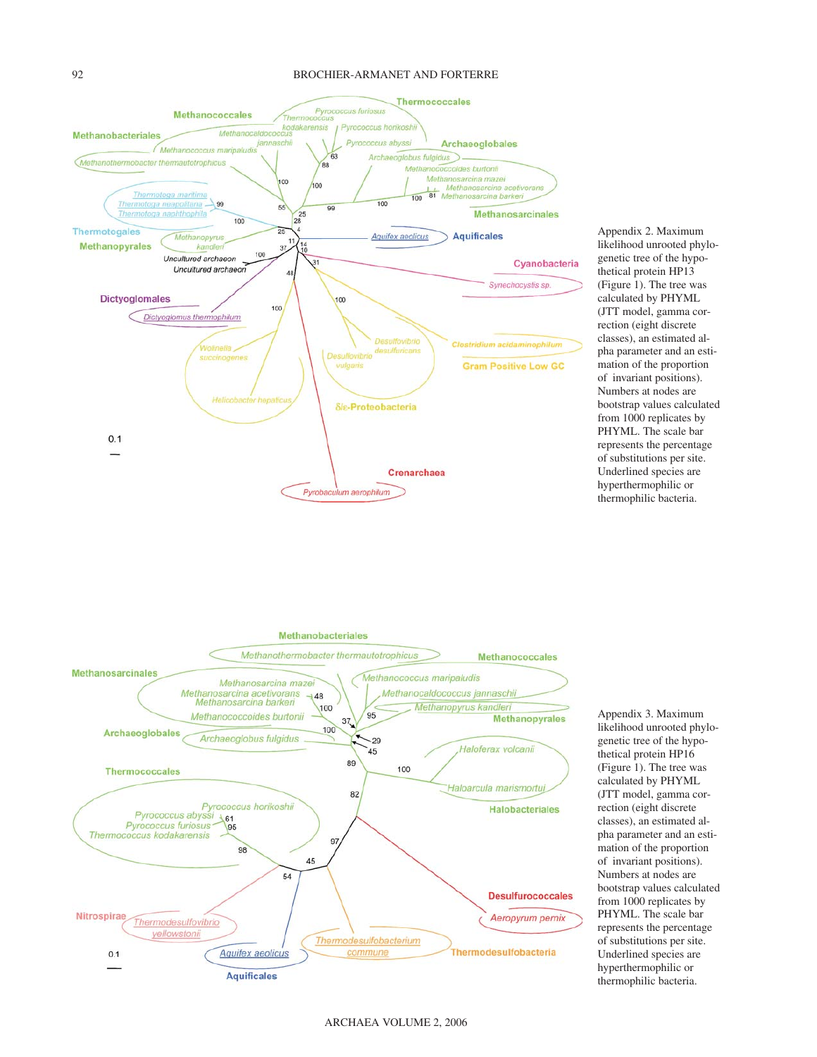Appendix 2. Maximum likelihood unrooted phylogenetic tree of the hypothetical protein HP13 (Figure 1). The tree was calculated by PHYML (JTT model, gamma correction (eight discrete classes), an estimated alpha parameter and an estimation of the proportion of invariant positions). Numbers at nodes are bootstrap values calculated from 1000 replicates by PHYML. The scale bar represents the percentage of substitutions per site. Underlined species are hyperthermophilic or thermophilic bacteria.

Appendix 3. Maximum likelihood unrooted phylogenetic tree of the hypothetical protein HP16 (Figure 1). The tree was calculated by PHYML (JTT model, gamma correction (eight discrete classes), an estimated alpha parameter and an estimation of the proportion of invariant positions). Numbers at nodes are bootstrap values calculated from 1000 replicates by PHYML. The scale bar represents the percentage of substitutions per site. Underlined species are hyperthermophilic or thermophilic bacteria.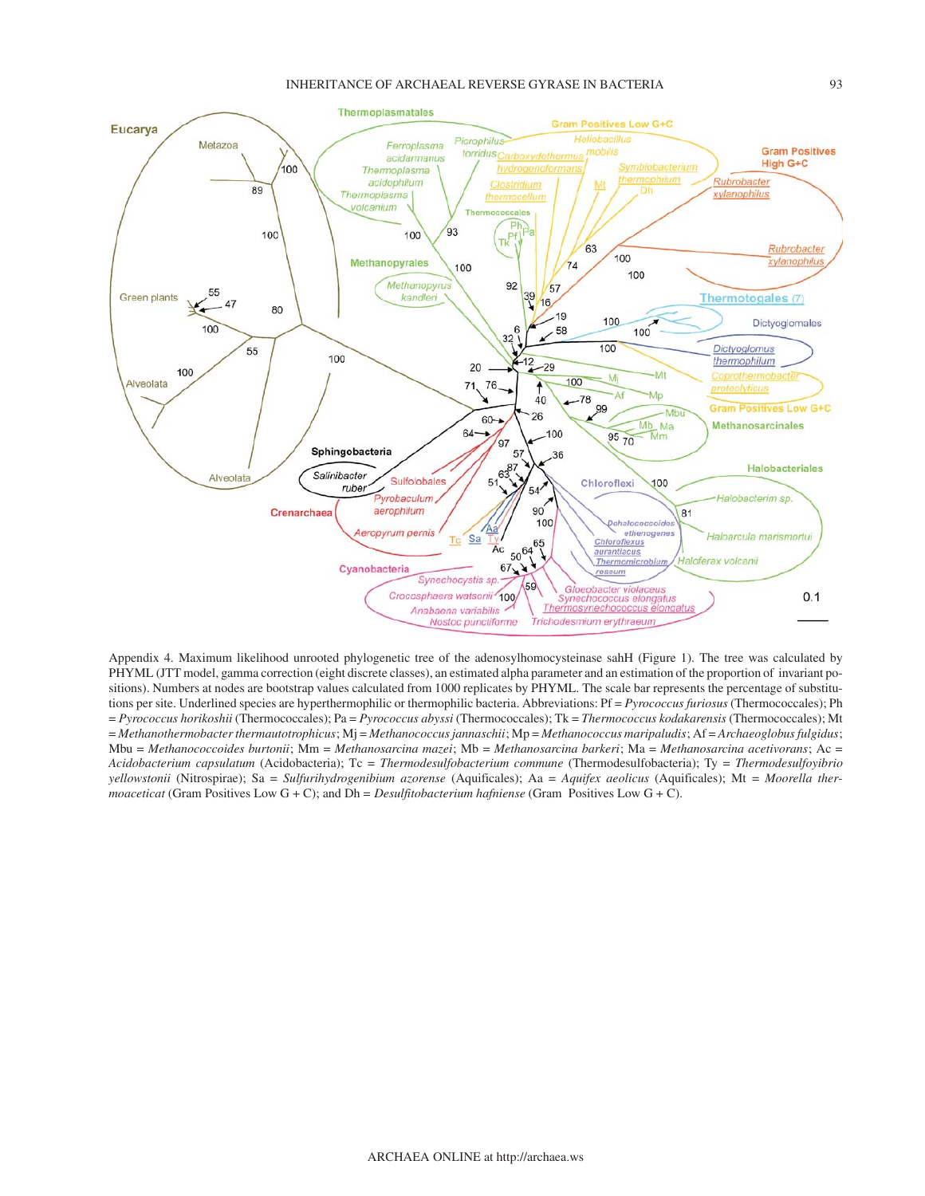Eucarya

Metazoa

Green plants

Alveolata

Alveolata

100

89

100

55

47

80

100

55

100

100

Thermoplasmatales

*Ferroplasma acidarmanus*

*Thermoplasma acidophilum*

*Thermoplasma volcanium*

*Picrophilus torridus*

100

93

Methanopyrales

*Methanopyrus kandleri*

100

Gram Positives Low G+C

*Heliobacillus mobilis*

*Carboxydothermus hydrogenoformans*

*Symbiobacterium thermophium*

*Clostridium thermocellum*

Mt

Dh

Thermococcales

Ph

Pf

Pa

Tk

Gram Positives High G+C

*Rubrobacter xylanophilus*

*Rubrobacter xylanophilus*

63

74

100

100

92

39

57

16

19

58

6

32

Thermotogales (7)

Dictyoglomales

100

100

*Dictyoglomus thermophilum*

100

12

20

29

Mj

Mt

*Coprothermobacter proteolyticus*

71

76

100

Af

Mp

40

78

Gram Positives Low G+C

99

Mbu

Mb

Ma

Mm

Methanosarcinales

95

70

26

60

64

100

97

Sphingobacteria

*Salinibacter ruber*

57

36

Sulfolobales

*Pyrobaculum aerophilum*

Crenarchaea

63

87

51

54

Chloroflexi

100

Halobacteriales

*Halobacterim sp.*

81

90

100

*Aeropyrum pernis*

Tc

Sa

Aa

Ty

Ac

*Dehalococcoides ethenogenes*

*Chloroflexus aurantiacus*

*Thermomicrobium roseum*

*Haloarcula marismortui*

*Haloferax volcanii*

50

64

65

Cyanobacteria

67

*Synechocystis sp.*

59

*Crocosphaera watsonii*

100

*Anabaena variabilis*

*Nostoc punctiforme*

*Gloeobacter violaceus*

*Synechococcus elongatus*

*Thermosynechococcus elongatus*

*Trichodesmium erythraeum*

0.1

Appendix 4. Maximum likelihood unrooted phylogenetic tree of the adenosylhomocysteinase sahH (Figure 1). The tree was calculated by PHYML (JTT model, gamma correction (eight discrete classes), an estimated alpha parameter and an estimation of the proportion of invariant positions). Numbers at nodes are bootstrap values calculated from 1000 replicates by PHYML. The scale bar represents the percentage of substitutions per site. Underlined species are hyperthermophilic or thermophilic bacteria. Abbreviations: Pf = *Pyrococcus furiosus* (Thermococcales); Ph = *Pyrococcus horikoshii* (Thermococcales); Pa = *Pyrococcus abyssi* (Thermococcales); Tk = *Thermococcus kodakarensis* (Thermococcales); Mt = *Methanothermobacter thermautotrophicus*; Mj = *Methanococcus jannaschii*; Mp = *Methanococcus maripaludis*; Af = *Archaeoglobus fulgidus*; Mbu = *Methanococcoides burtonii*; Mm = *Methanosarcina mazei*; Mb = *Methanosarcina barkeri*; Ma = *Methanosarcina acetivorans*; Ac = *Acidobacterium capsulatum* (Acidobacteria); Tc = *Thermodesulfobacterium commune* (Thermodesulfobacteria); Ty = *Thermodesulfoyibrio yellowstonii* (Nitrospirae); Sa = *Sulfurihydrogenibium azorense* (Aquificales); Aa = *Aquifex aeolicus* (Aquificales); Mt = *Moorella thermoaceticat* (Gram Positives Low G + C); and Dh = *Desulfitobacterium hafniense* (Gram Positives Low G + C).